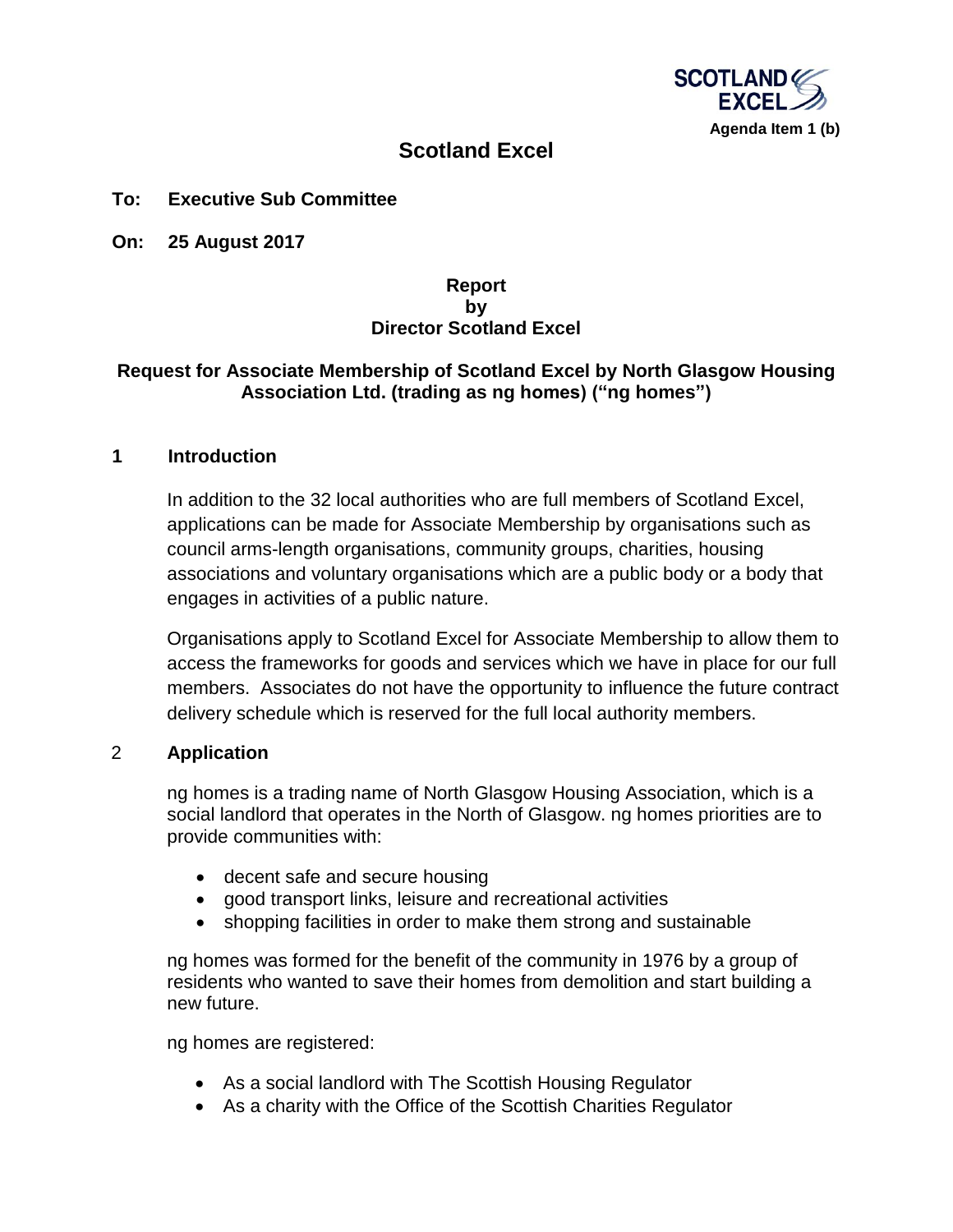Agenda Item 1 (b)

# Scotland Excel

**To: Executive Sub Committee**

**On: 25 August 2017**

**Report**
**by**
**Director Scotland Excel**

**Request for Associate Membership of Scotland Excel by North Glasgow Housing Association Ltd. (trading as ng homes) ("ng homes")**

## 1 Introduction

In addition to the 32 local authorities who are full members of Scotland Excel, applications can be made for Associate Membership by organisations such as council arms-length organisations, community groups, charities, housing associations and voluntary organisations which are a public body or a body that engages in activities of a public nature.

Organisations apply to Scotland Excel for Associate Membership to allow them to access the frameworks for goods and services which we have in place for our full members. Associates do not have the opportunity to influence the future contract delivery schedule which is reserved for the full local authority members.

## 2 Application

ng homes is a trading name of North Glasgow Housing Association, which is a social landlord that operates in the North of Glasgow. ng homes priorities are to provide communities with:

- decent safe and secure housing
- good transport links, leisure and recreational activities
- shopping facilities in order to make them strong and sustainable

ng homes was formed for the benefit of the community in 1976 by a group of residents who wanted to save their homes from demolition and start building a new future.

ng homes are registered:

- As a social landlord with The Scottish Housing Regulator
- As a charity with the Office of the Scottish Charities Regulator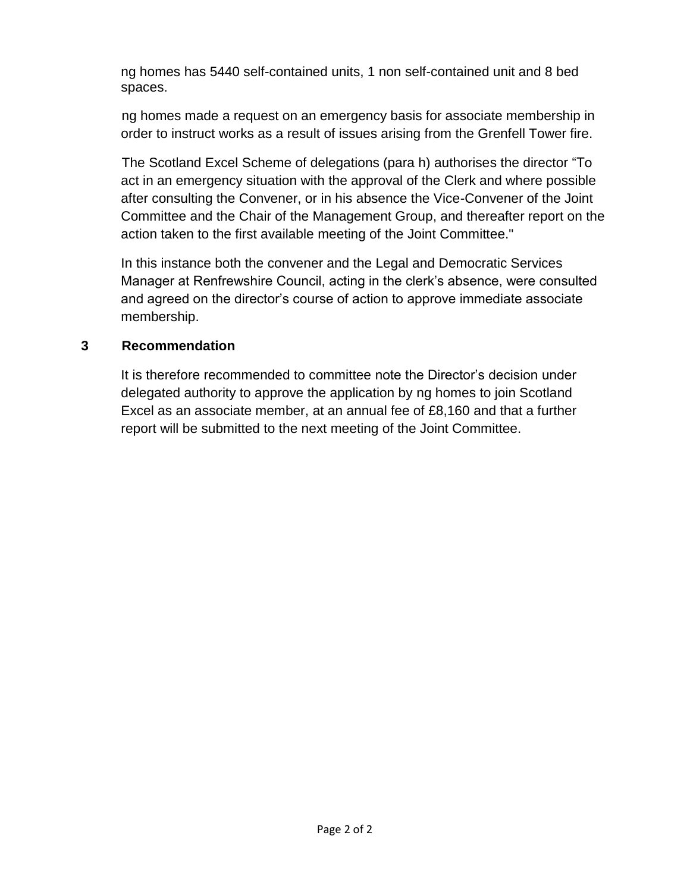ng homes has 5440 self-contained units, 1 non self-contained unit and 8 bed spaces.

ng homes made a request on an emergency basis for associate membership in order to instruct works as a result of issues arising from the Grenfell Tower fire.

The Scotland Excel Scheme of delegations (para h) authorises the director "To act in an emergency situation with the approval of the Clerk and where possible after consulting the Convener, or in his absence the Vice-Convener of the Joint Committee and the Chair of the Management Group, and thereafter report on the action taken to the first available meeting of the Joint Committee."

In this instance both the convener and the Legal and Democratic Services Manager at Renfrewshire Council, acting in the clerk's absence, were consulted and agreed on the director's course of action to approve immediate associate membership.

## 3 Recommendation

It is therefore recommended to committee note the Director's decision under delegated authority to approve the application by ng homes to join Scotland Excel as an associate member, at an annual fee of £8,160 and that a further report will be submitted to the next meeting of the Joint Committee.